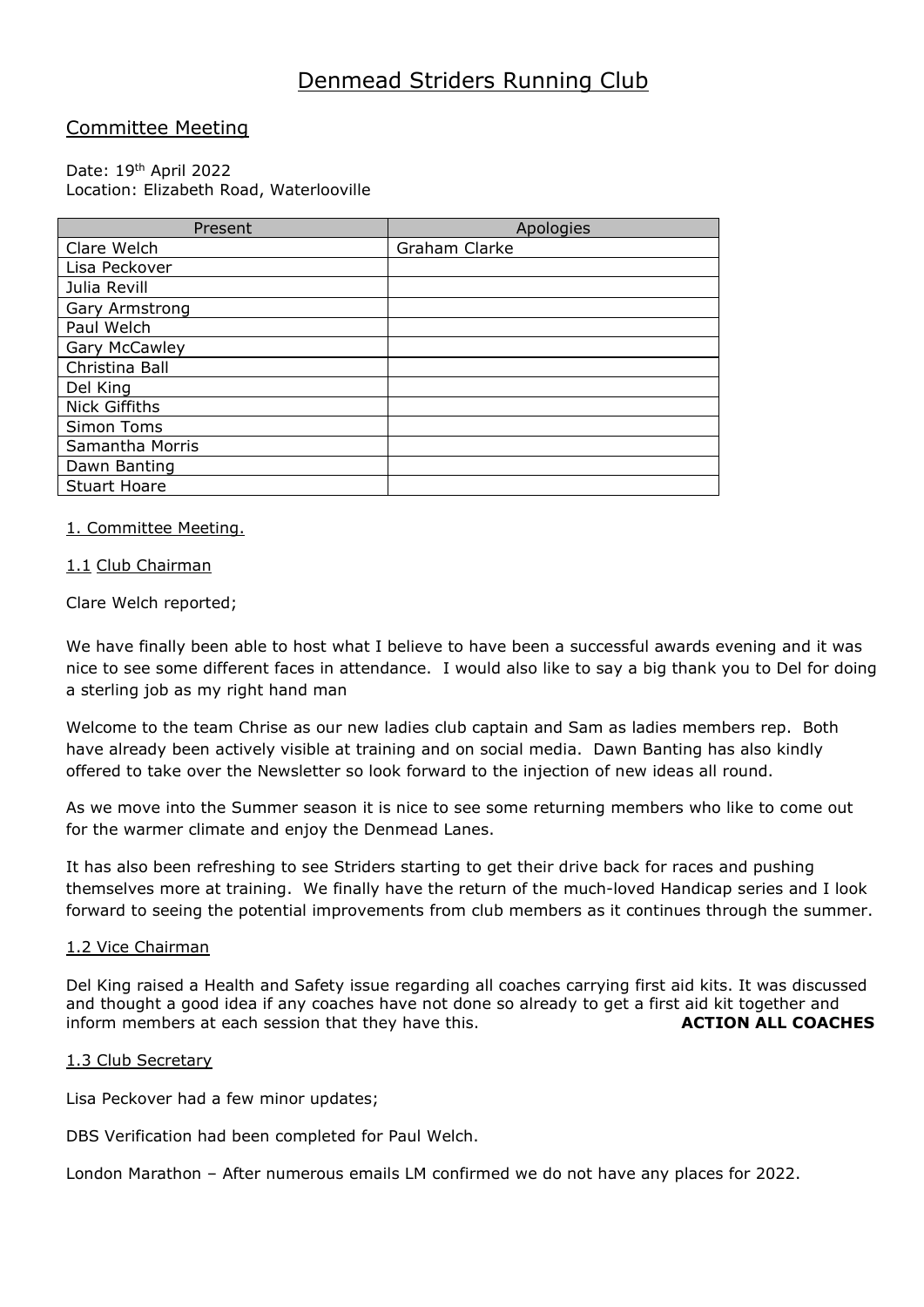# Denmead Striders Running Club

## Committee Meeting

Date: 19th April 2022
Location: Elizabeth Road, Waterlooville

| Present | Apologies |
|---|---|
| Clare Welch | Graham Clarke |
| Lisa Peckover | |
| Julia Revill | |
| Gary Armstrong | |
| Paul Welch | |
| Gary McCawley | |
| Christina Ball | |
| Del King | |
| Nick Giffiths | |
| Simon Toms | |
| Samantha Morris | |
| Dawn Banting | |
| Stuart Hoare | |

### 1. Committee Meeting.

#### 1.1 Club Chairman

Clare Welch reported;

We have finally been able to host what I believe to have been a successful awards evening and it was nice to see some different faces in attendance. I would also like to say a big thank you to Del for doing a sterling job as my right hand man

Welcome to the team Chrise as our new ladies club captain and Sam as ladies members rep. Both have already been actively visible at training and on social media. Dawn Banting has also kindly offered to take over the Newsletter so look forward to the injection of new ideas all round.

As we move into the Summer season it is nice to see some returning members who like to come out for the warmer climate and enjoy the Denmead Lanes.

It has also been refreshing to see Striders starting to get their drive back for races and pushing themselves more at training. We finally have the return of the much-loved Handicap series and I look forward to seeing the potential improvements from club members as it continues through the summer.

#### 1.2 Vice Chairman

Del King raised a Health and Safety issue regarding all coaches carrying first aid kits. It was discussed and thought a good idea if any coaches have not done so already to get a first aid kit together and inform members at each session that they have this. **ACTION ALL COACHES**

#### 1.3 Club Secretary

Lisa Peckover had a few minor updates;

DBS Verification had been completed for Paul Welch.

London Marathon – After numerous emails LM confirmed we do not have any places for 2022.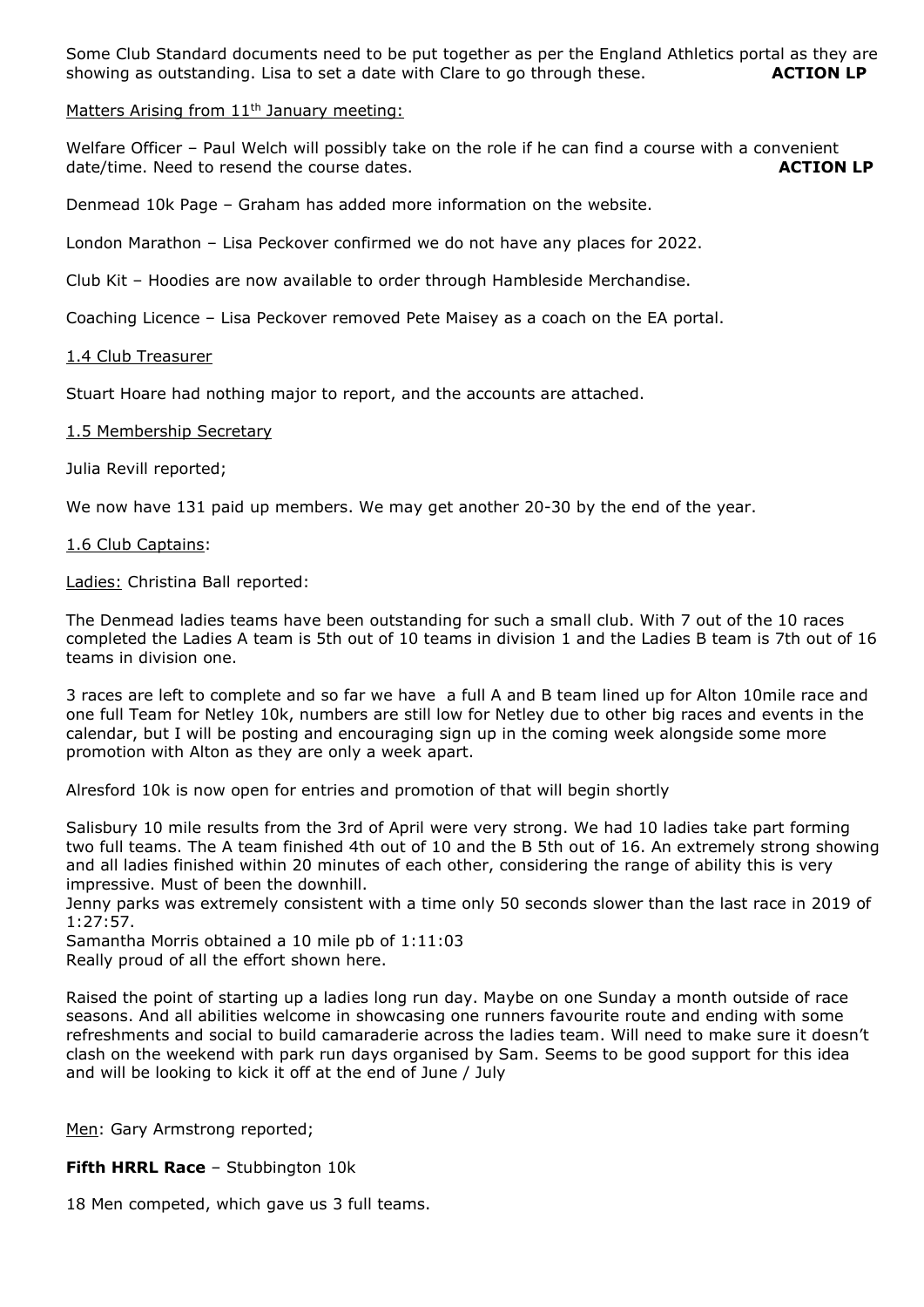Some Club Standard documents need to be put together as per the England Athletics portal as they are showing as outstanding. Lisa to set a date with Clare to go through these. **ACTION LP**

Matters Arising from 11th January meeting:

Welfare Officer – Paul Welch will possibly take on the role if he can find a course with a convenient date/time. Need to resend the course dates. **ACTION LP**

Denmead 10k Page – Graham has added more information on the website.

London Marathon – Lisa Peckover confirmed we do not have any places for 2022.

Club Kit – Hoodies are now available to order through Hambleside Merchandise.

Coaching Licence – Lisa Peckover removed Pete Maisey as a coach on the EA portal.

1.4 Club Treasurer

Stuart Hoare had nothing major to report, and the accounts are attached.

1.5 Membership Secretary

Julia Revill reported;

We now have 131 paid up members. We may get another 20-30 by the end of the year.

1.6 Club Captains:

Ladies: Christina Ball reported:

The Denmead ladies teams have been outstanding for such a small club. With 7 out of the 10 races completed the Ladies A team is 5th out of 10 teams in division 1 and the Ladies B team is 7th out of 16 teams in division one.

3 races are left to complete and so far we have a full A and B team lined up for Alton 10mile race and one full Team for Netley 10k, numbers are still low for Netley due to other big races and events in the calendar, but I will be posting and encouraging sign up in the coming week alongside some more promotion with Alton as they are only a week apart.

Alresford 10k is now open for entries and promotion of that will begin shortly

Salisbury 10 mile results from the 3rd of April were very strong. We had 10 ladies take part forming two full teams. The A team finished 4th out of 10 and the B 5th out of 16. An extremely strong showing and all ladies finished within 20 minutes of each other, considering the range of ability this is very impressive. Must of been the downhill.
Jenny parks was extremely consistent with a time only 50 seconds slower than the last race in 2019 of 1:27:57.
Samantha Morris obtained a 10 mile pb of 1:11:03
Really proud of all the effort shown here.

Raised the point of starting up a ladies long run day. Maybe on one Sunday a month outside of race seasons. And all abilities welcome in showcasing one runners favourite route and ending with some refreshments and social to build camaraderie across the ladies team. Will need to make sure it doesn't clash on the weekend with park run days organised by Sam. Seems to be good support for this idea and will be looking to kick it off at the end of June / July

Men: Gary Armstrong reported;

**Fifth HRRL Race** – Stubbington 10k

18 Men competed, which gave us 3 full teams.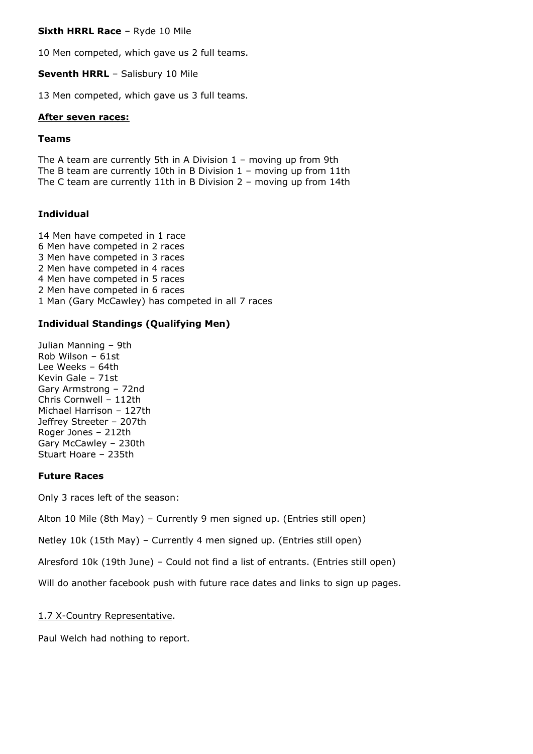**Sixth HRRL Race** – Ryde 10 Mile

10 Men competed, which gave us 2 full teams.

**Seventh HRRL** – Salisbury 10 Mile

13 Men competed, which gave us 3 full teams.

**After seven races:**

**Teams**

The A team are currently 5th in A Division 1 – moving up from 9th
The B team are currently 10th in B Division 1 – moving up from 11th
The C team are currently 11th in B Division 2 – moving up from 14th

**Individual**

14 Men have competed in 1 race
6 Men have competed in 2 races
3 Men have competed in 3 races
2 Men have competed in 4 races
4 Men have competed in 5 races
2 Men have competed in 6 races
1 Man (Gary McCawley) has competed in all 7 races

**Individual Standings (Qualifying Men)**

Julian Manning – 9th
Rob Wilson – 61st
Lee Weeks – 64th
Kevin Gale – 71st
Gary Armstrong – 72nd
Chris Cornwell – 112th
Michael Harrison – 127th
Jeffrey Streeter – 207th
Roger Jones – 212th
Gary McCawley – 230th
Stuart Hoare – 235th

**Future Races**

Only 3 races left of the season:

Alton 10 Mile (8th May) – Currently 9 men signed up. (Entries still open)

Netley 10k (15th May) – Currently 4 men signed up. (Entries still open)

Alresford 10k (19th June) – Could not find a list of entrants. (Entries still open)

Will do another facebook push with future race dates and links to sign up pages.

1.7 X-Country Representative.

Paul Welch had nothing to report.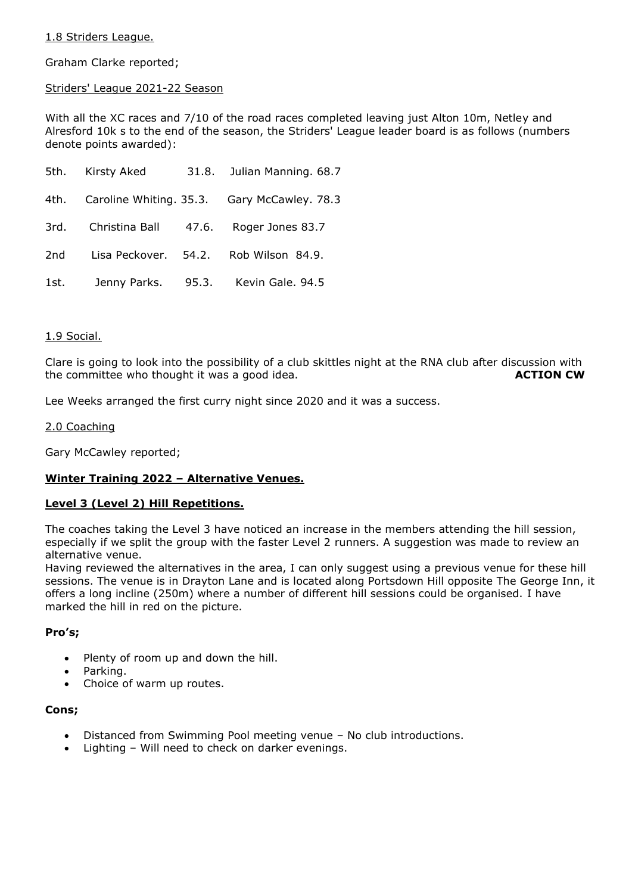1.8 Striders League.

Graham Clarke reported;

Striders' League 2021-22 Season

With all the XC races and 7/10 of the road races completed leaving just Alton 10m, Netley and Alresford 10k s to the end of the season, the Striders' League leader board is as follows (numbers denote points awarded):

| | | |
|---|---|---|
| 5th. | Kirsty Aked 31.8. | Julian Manning. 68.7 |
| 4th. | Caroline Whiting. 35.3. | Gary McCawley. 78.3 |
| 3rd. | Christina Ball 47.6. | Roger Jones 83.7 |
| 2nd | Lisa Peckover. 54.2. | Rob Wilson 84.9. |
| 1st. | Jenny Parks. 95.3. | Kevin Gale. 94.5 |

1.9 Social.

Clare is going to look into the possibility of a club skittles night at the RNA club after discussion with the committee who thought it was a good idea. **ACTION CW**

Lee Weeks arranged the first curry night since 2020 and it was a success.

2.0 Coaching

Gary McCawley reported;

**Winter Training 2022 – Alternative Venues.**

**Level 3 (Level 2) Hill Repetitions.**

The coaches taking the Level 3 have noticed an increase in the members attending the hill session, especially if we split the group with the faster Level 2 runners. A suggestion was made to review an alternative venue.

Having reviewed the alternatives in the area, I can only suggest using a previous venue for these hill sessions. The venue is in Drayton Lane and is located along Portsdown Hill opposite The George Inn, it offers a long incline (250m) where a number of different hill sessions could be organised. I have marked the hill in red on the picture.

**Pro's;**

- Plenty of room up and down the hill.
- Parking.
- Choice of warm up routes.

**Cons;**

- Distanced from Swimming Pool meeting venue – No club introductions.
- Lighting – Will need to check on darker evenings.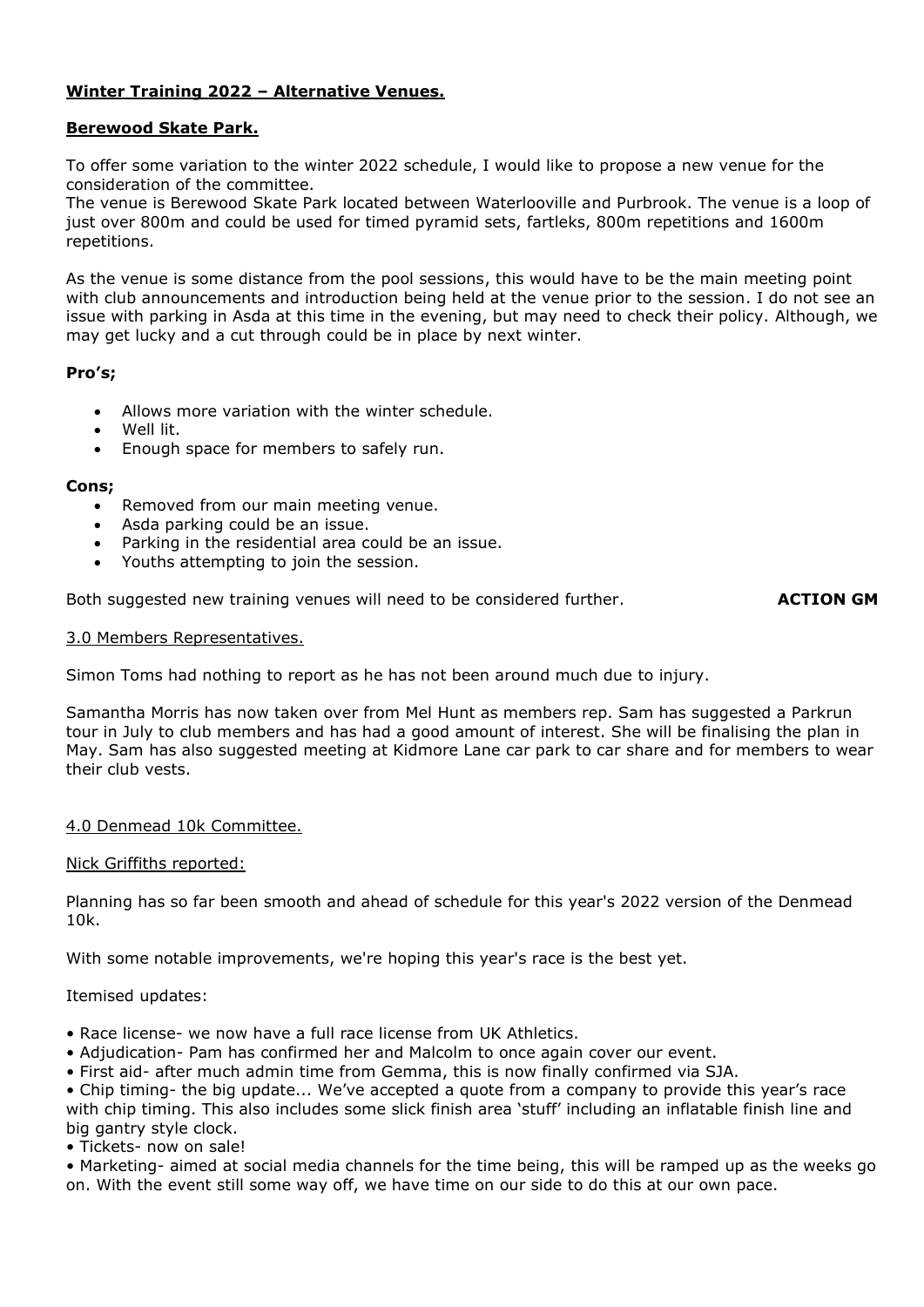**Winter Training 2022 – Alternative Venues.**

**Berewood Skate Park.**

To offer some variation to the winter 2022 schedule, I would like to propose a new venue for the consideration of the committee.
The venue is Berewood Skate Park located between Waterlooville and Purbrook. The venue is a loop of just over 800m and could be used for timed pyramid sets, fartleks, 800m repetitions and 1600m repetitions.

As the venue is some distance from the pool sessions, this would have to be the main meeting point with club announcements and introduction being held at the venue prior to the session. I do not see an issue with parking in Asda at this time in the evening, but may need to check their policy. Although, we may get lucky and a cut through could be in place by next winter.

**Pro's;**

- Allows more variation with the winter schedule.
- Well lit.
- Enough space for members to safely run.

**Cons;**

- Removed from our main meeting venue.
- Asda parking could be an issue.
- Parking in the residential area could be an issue.
- Youths attempting to join the session.

Both suggested new training venues will need to be considered further. **ACTION GM**

3.0 Members Representatives.

Simon Toms had nothing to report as he has not been around much due to injury.

Samantha Morris has now taken over from Mel Hunt as members rep. Sam has suggested a Parkrun tour in July to club members and has had a good amount of interest. She will be finalising the plan in May. Sam has also suggested meeting at Kidmore Lane car park to car share and for members to wear their club vests.

4.0 Denmead 10k Committee.

Nick Griffiths reported:

Planning has so far been smooth and ahead of schedule for this year's 2022 version of the Denmead 10k.

With some notable improvements, we're hoping this year's race is the best yet.

Itemised updates:

- Race license- we now have a full race license from UK Athletics.
- Adjudication- Pam has confirmed her and Malcolm to once again cover our event.
- First aid- after much admin time from Gemma, this is now finally confirmed via SJA.
- Chip timing- the big update... We've accepted a quote from a company to provide this year's race with chip timing. This also includes some slick finish area 'stuff' including an inflatable finish line and big gantry style clock.
- Tickets- now on sale!
- Marketing- aimed at social media channels for the time being, this will be ramped up as the weeks go on. With the event still some way off, we have time on our side to do this at our own pace.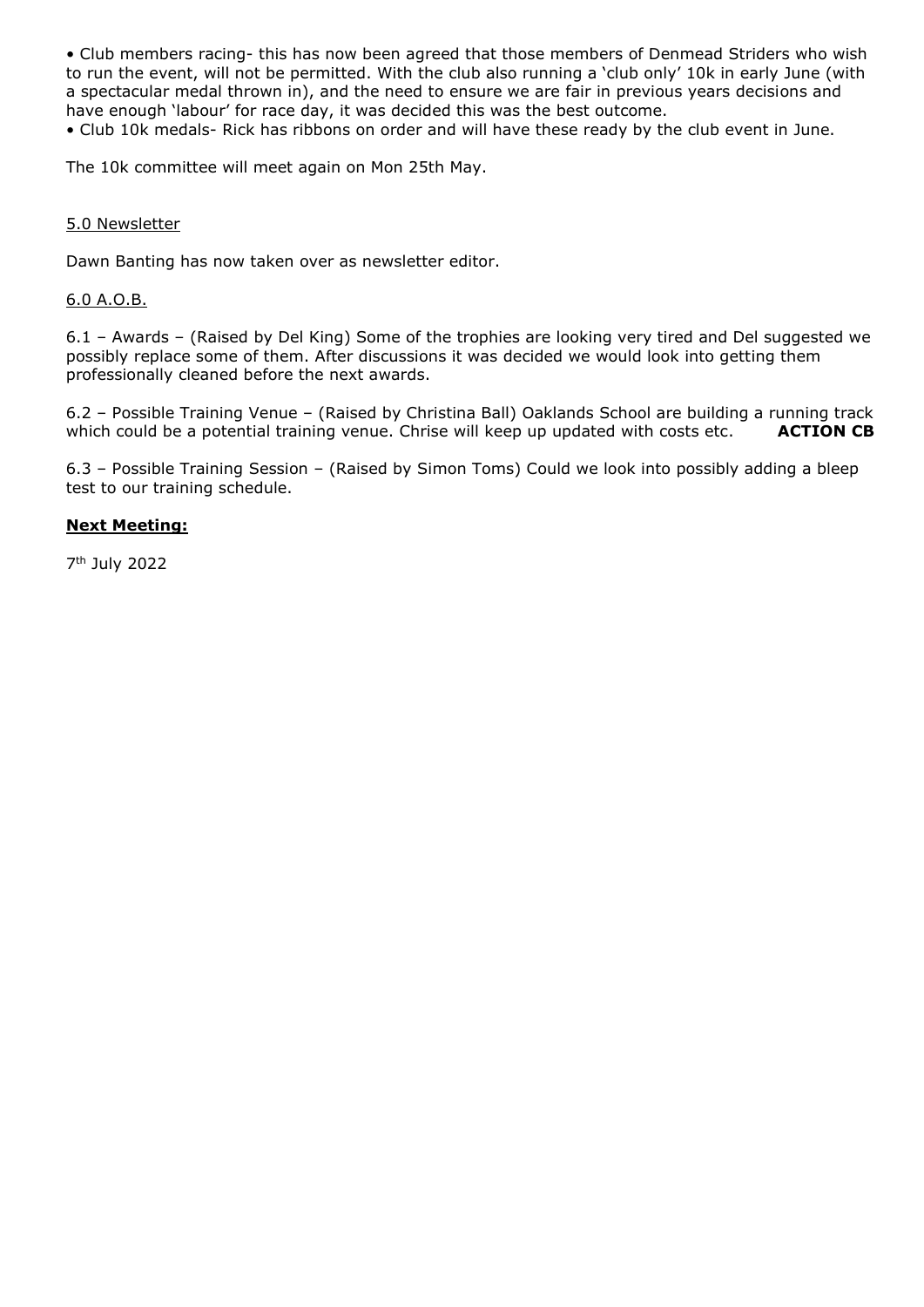• Club members racing- this has now been agreed that those members of Denmead Striders who wish to run the event, will not be permitted. With the club also running a 'club only' 10k in early June (with a spectacular medal thrown in), and the need to ensure we are fair in previous years decisions and have enough 'labour' for race day, it was decided this was the best outcome.
• Club 10k medals- Rick has ribbons on order and will have these ready by the club event in June.

The 10k committee will meet again on Mon 25th May.

5.0 Newsletter

Dawn Banting has now taken over as newsletter editor.

6.0 A.O.B.

6.1 – Awards – (Raised by Del King) Some of the trophies are looking very tired and Del suggested we possibly replace some of them. After discussions it was decided we would look into getting them professionally cleaned before the next awards.

6.2 – Possible Training Venue – (Raised by Christina Ball) Oaklands School are building a running track which could be a potential training venue. Chrise will keep up updated with costs etc. **ACTION CB**

6.3 – Possible Training Session – (Raised by Simon Toms) Could we look into possibly adding a bleep test to our training schedule.

**Next Meeting:**

7th July 2022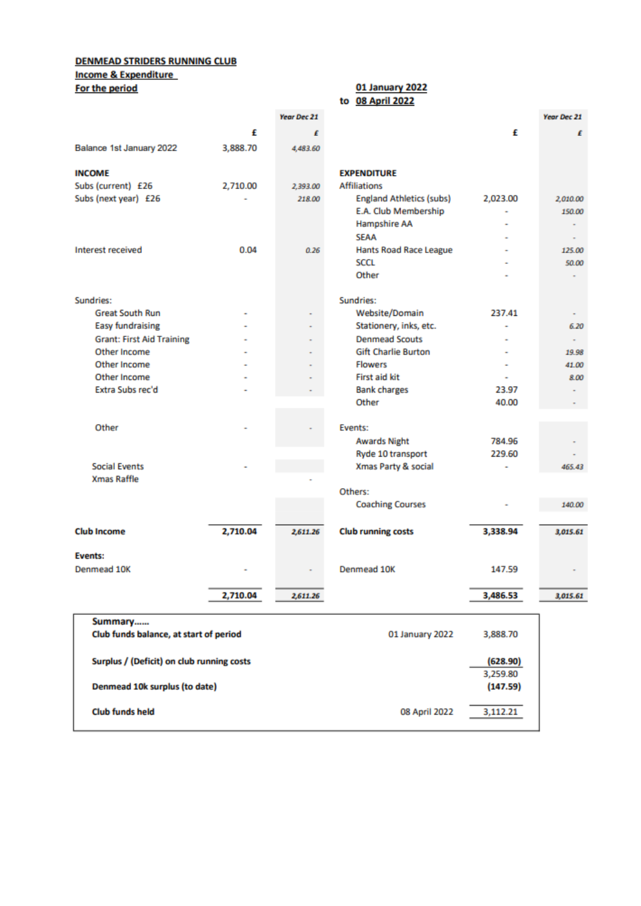**DENMEAD STRIDERS RUNNING CLUB**
**Income & Expenditure**
**For the period** 01 January 2022 to 08 April 2022

| | £ | *Year Dec 21* £ | | £ | *Year Dec 21* £ |
|---|---|---|---|---|---|
| Balance 1st January 2022 | 3,888.70 | *4,483.60* | | | |
| **INCOME** | | | **EXPENDITURE** | | |
| Subs (current) £26 | 2,710.00 | *2,393.00* | Affiliations | | |
| Subs (next year) £26 | - | *218.00* | England Athletics (subs) | 2,023.00 | *2,010.00* |
| | | | E.A. Club Membership | - | *150.00* |
| | | | Hampshire AA | - | - |
| | | | SEAA | - | - |
| Interest received | 0.04 | *0.26* | Hants Road Race League | - | *125.00* |
| | | | SCCL | - | *50.00* |
| | | | Other | - | - |
| Sundries: | | | Sundries: | | |
| Great South Run | - | - | Website/Domain | 237.41 | - |
| Easy fundraising | - | - | Stationery, inks, etc. | - | *6.20* |
| Grant: First Aid Training | - | - | Denmead Scouts | - | - |
| Other Income | - | - | Gift Charlie Burton | - | *19.98* |
| Other Income | - | - | Flowers | - | *41.00* |
| Other Income | - | - | First aid kit | - | *8.00* |
| Extra Subs rec'd | - | - | Bank charges | 23.97 | - |
| | | | Other | 40.00 | - |
| Other | - | - | Events: | | |
| | | | Awards Night | 784.96 | - |
| | | | Ryde 10 transport | 229.60 | - |
| Social Events | - | | Xmas Party & social | - | *465.43* |
| Xmas Raffle | | - | | | |
| | | | Others: | | |
| | | | Coaching Courses | - | *140.00* |
| **Club Income** | **2,710.04** | *2,611.26* | **Club running costs** | **3,338.94** | *3,015.61* |
| **Events:** | | | | | |
| Denmead 10K | - | - | Denmead 10K | 147.59 | - |
| | **2,710.04** | *2,611.26* | | **3,486.53** | *3,015.61* |

**Summary......**

| | | |
|---|---|---|
| **Club funds balance, at start of period** | 01 January 2022 | 3,888.70 |
| **Surplus / (Deficit) on club running costs** | | **(628.90)** |
| | | 3,259.80 |
| **Denmead 10k surplus (to date)** | | **(147.59)** |
| **Club funds held** | 08 April 2022 | 3,112.21 |